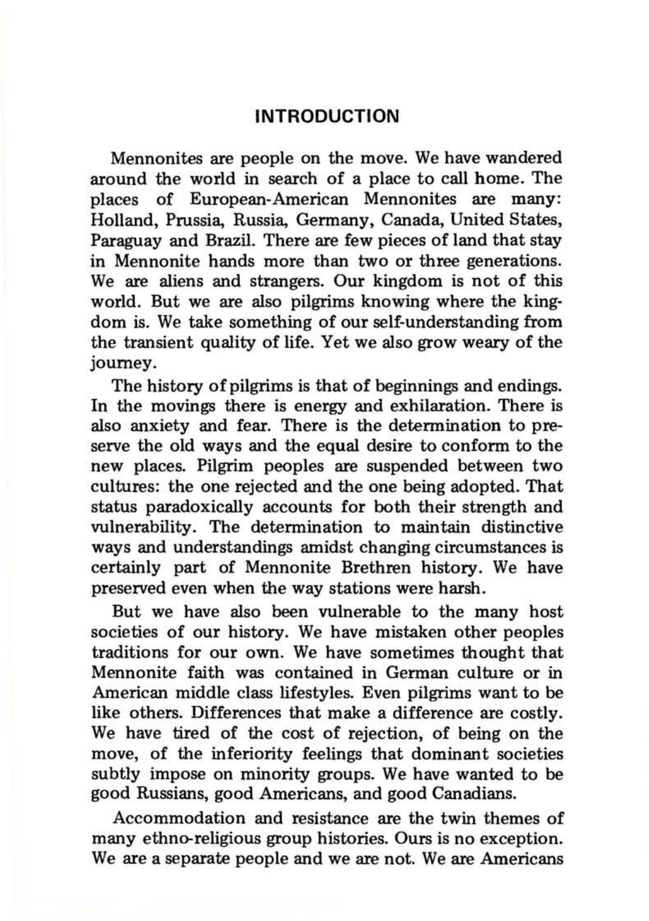# INTRODUCTION

Mennonites are people on the move. We have wandered around the world in search of a place to call home. The places of European-American Mennonites are many: Holland, Prussia, Russia, Germany, Canada, United States, Paraguay and Brazil. There are few pieces of land that stay in Mennonite hands more than two or three generations. We are aliens and strangers. Our kingdom is not of this world. But we are also pilgrims knowing where the kingdom is. We take something of our self-understanding from the transient quality of life. Yet we also grow weary of the journey.

The history of pilgrims is that of beginnings and endings. In the movings there is energy and exhilaration. There is also anxiety and fear. There is the determination to preserve the old ways and the equal desire to conform to the new places. Pilgrim peoples are suspended between two cultures: the one rejected and the one being adopted. That status paradoxically accounts for both their strength and vulnerability. The determination to maintain distinctive ways and understandings amidst changing circumstances is certainly part of Mennonite Brethren history. We have preserved even when the way stations were harsh.

But we have also been vulnerable to the many host societies of our history. We have mistaken other peoples traditions for our own. We have sometimes thought that Mennonite faith was contained in German culture or in American middle class lifestyles. Even pilgrims want to be like others. Differences that make a difference are costly. We have tired of the cost of rejection, of being on the move, of the inferiority feelings that dominant societies subtly impose on minority groups. We have wanted to be good Russians, good Americans, and good Canadians.

Accommodation and resistance are the twin themes of many ethno-religious group histories. Ours is no exception. We are a separate people and we are not. We are Americans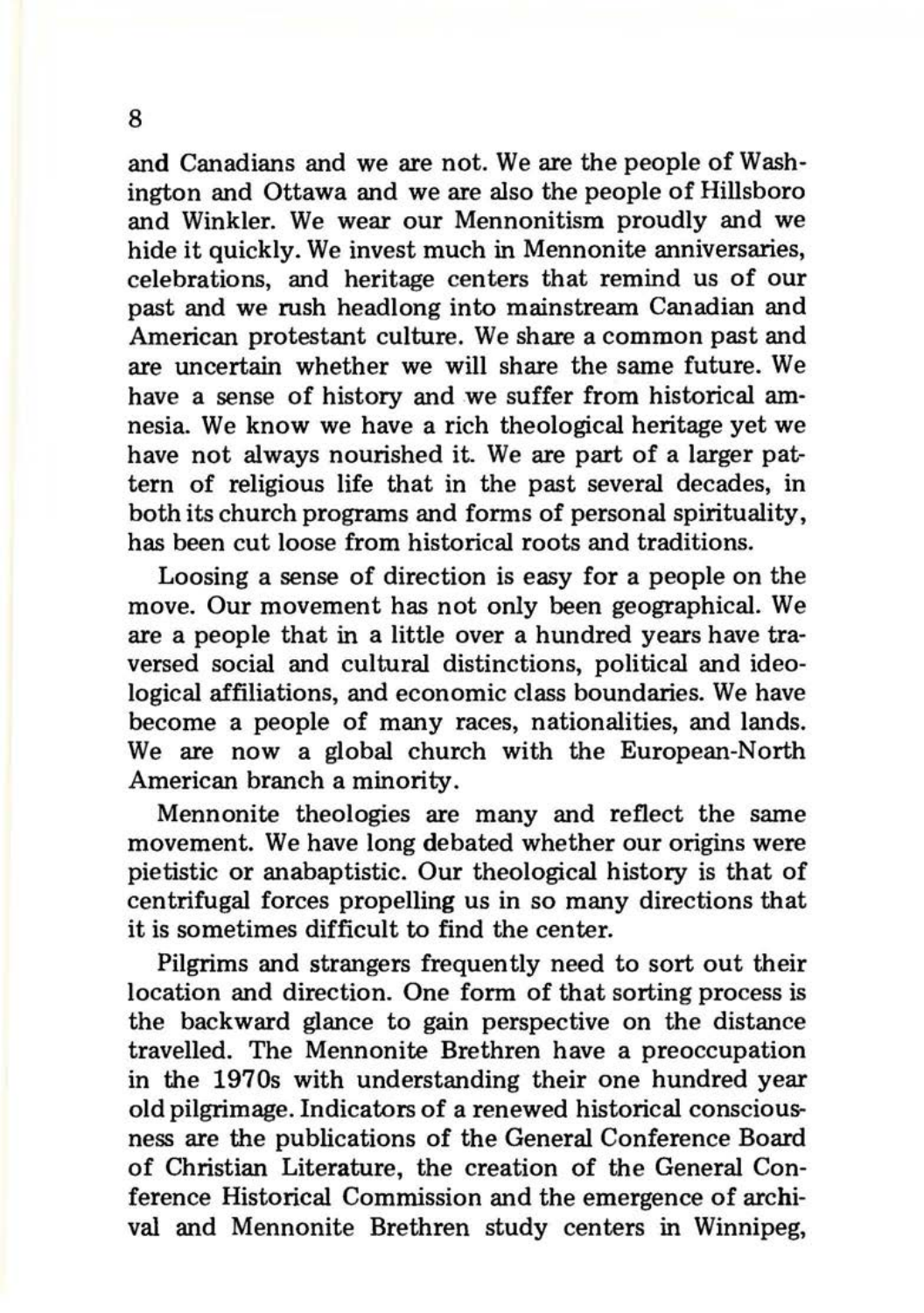and Canadians and we are not. We are the people of Washington and Ottawa and we are also the people of Hillsboro and Winkler. We wear our Mennonitism proudly and we hide it quickly. We invest much in Mennonite anniversaries, celebrations, and heritage centers that remind us of our past and we rush headlong into mainstream Canadian and American protestant culture. We share a common past and are uncertain whether we will share the same future. We have a sense of history and we suffer from historical amnesia. We know we have a rich theological heritage yet we have not always nourished it. We are part of a larger pattern of religious life that in the past several decades, in both its church programs and forms of personal spirituality, has been cut loose from historical roots and traditions.

Loosing a sense of direction is easy for a people on the move. Our movement has not only been geographical. We are a people that in a little over a hundred years have traversed social and cultural distinctions, political and ideological affiliations, and economic class boundaries. We have become a people of many races, nationalities, and lands. We are now a global church with the European-North American branch a minority.

Mennonite theologies are many and reflect the same movement. We have long debated whether our origins were pietistic or anabaptistic. Our theological history is that of centrifugal forces propelling us in so many directions that it is sometimes difficult to find the center.

Pilgrims and strangers frequently need to sort out their location and direction. One form of that sorting process is the backward glance to gain perspective on the distance travelled. The Mennonite Brethren have a preoccupation in the 1970s with understanding their one hundred year old pilgrimage. Indicators of a renewed historical consciousness are the publications of the General Conference Board of Christian Literature, the creation of the General Conference Historical Commission and the emergence of archival and Mennonite Brethren study centers in Winnipeg,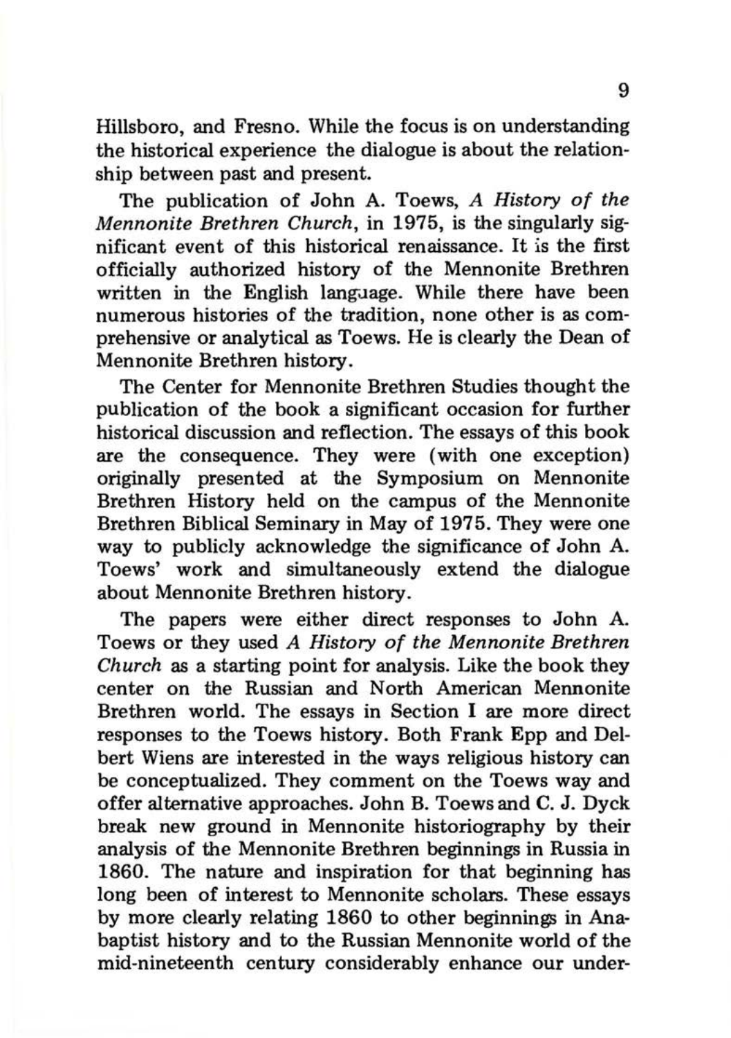Hillsboro, and Fresno. While the focus is on understanding the historical experience the dialogue is about the relationship between past and present.

The publication of John A. Toews, *A History of the Mennonite Brethren Church*, in 1975, is the singularly significant event of this historical renaissance. It is the first officially authorized history of the Mennonite Brethren written in the English language. While there have been numerous histories of the tradition, none other is as comprehensive or analytical as Toews. He is clearly the Dean of Mennonite Brethren history.

The Center for Mennonite Brethren Studies thought the publication of the book a significant occasion for further historical discussion and reflection. The essays of this book are the consequence. They were (with one exception) originally presented at the Symposium on Mennonite Brethren History held on the campus of the Mennonite Brethren Biblical Seminary in May of 1975. They were one way to publicly acknowledge the significance of John A. Toews' work and simultaneously extend the dialogue about Mennonite Brethren history.

The papers were either direct responses to John A. Toews or they used *A History of the Mennonite Brethren Church* as a starting point for analysis. Like the book they center on the Russian and North American Mennonite Brethren world. The essays in Section I are more direct responses to the Toews history. Both Frank Epp and Delbert Wiens are interested in the ways religious history can be conceptualized. They comment on the Toews way and offer alternative approaches. John B. Toews and C. J. Dyck break new ground in Mennonite historiography by their analysis of the Mennonite Brethren beginnings in Russia in 1860. The nature and inspiration for that beginning has long been of interest to Mennonite scholars. These essays by more clearly relating 1860 to other beginnings in Anabaptist history and to the Russian Mennonite world of the mid-nineteenth century considerably enhance our under-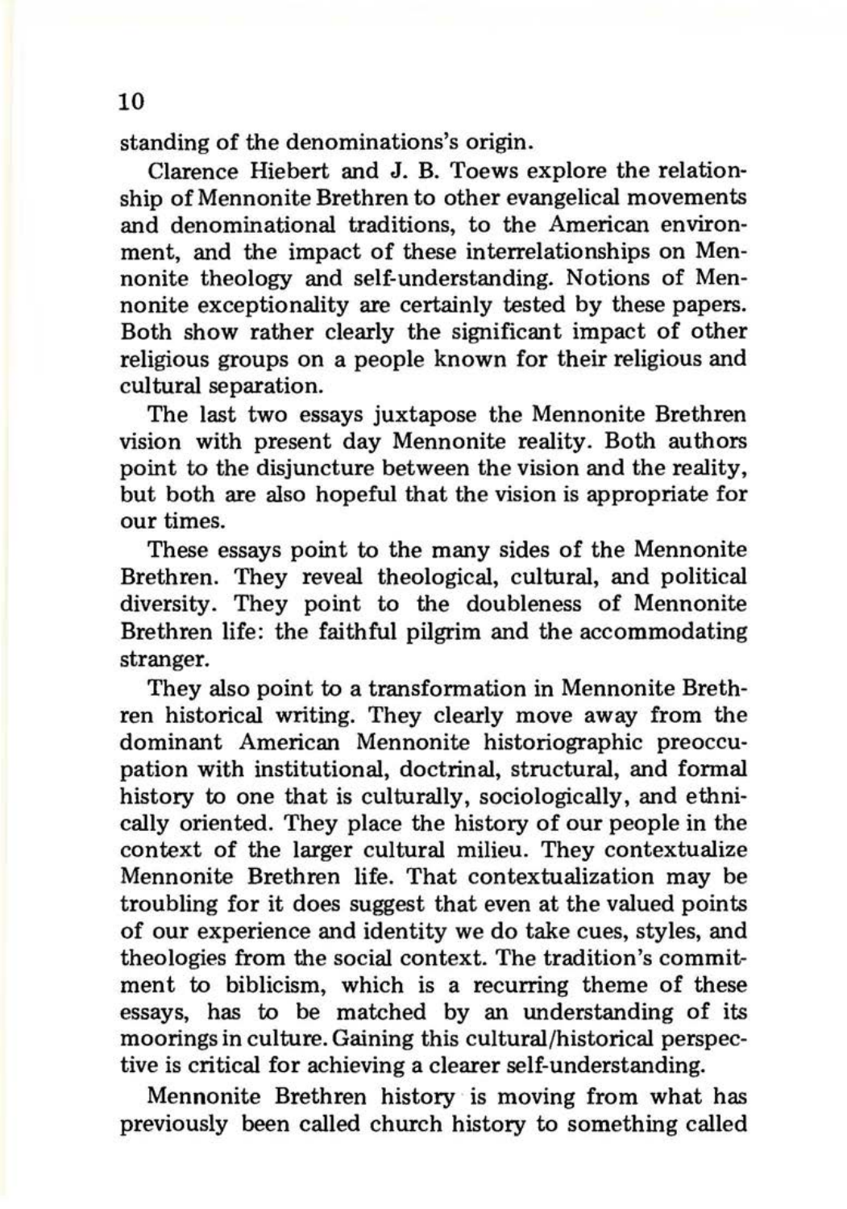standing of the denominations's origin.

Clarence Hiebert and J. B. Toews explore the relationship of Mennonite Brethren to other evangelical movements and denominational traditions, to the American environment, and the impact of these interrelationships on Mennonite theology and self-understanding. Notions of Mennonite exceptionality are certainly tested by these papers. Both show rather clearly the significant impact of other religious groups on a people known for their religious and cultural separation.

The last two essays juxtapose the Mennonite Brethren vision with present day Mennonite reality. Both authors point to the disjuncture between the vision and the reality, but both are also hopeful that the vision is appropriate for our times.

These essays point to the many sides of the Mennonite Brethren. They reveal theological, cultural, and political diversity. They point to the doubleness of Mennonite Brethren life: the faithful pilgrim and the accommodating stranger.

They also point to a transformation in Mennonite Brethren historical writing. They clearly move away from the dominant American Mennonite historiographic preoccupation with institutional, doctrinal, structural, and formal history to one that is culturally, sociologically, and ethnically oriented. They place the history of our people in the context of the larger cultural milieu. They contextualize Mennonite Brethren life. That contextualization may be troubling for it does suggest that even at the valued points of our experience and identity we do take cues, styles, and theologies from the social context. The tradition's commitment to biblicism, which is a recurring theme of these essays, has to be matched by an understanding of its moorings in culture. Gaining this cultural/historical perspective is critical for achieving a clearer self-understanding.

Mennonite Brethren history is moving from what has previously been called church history to something called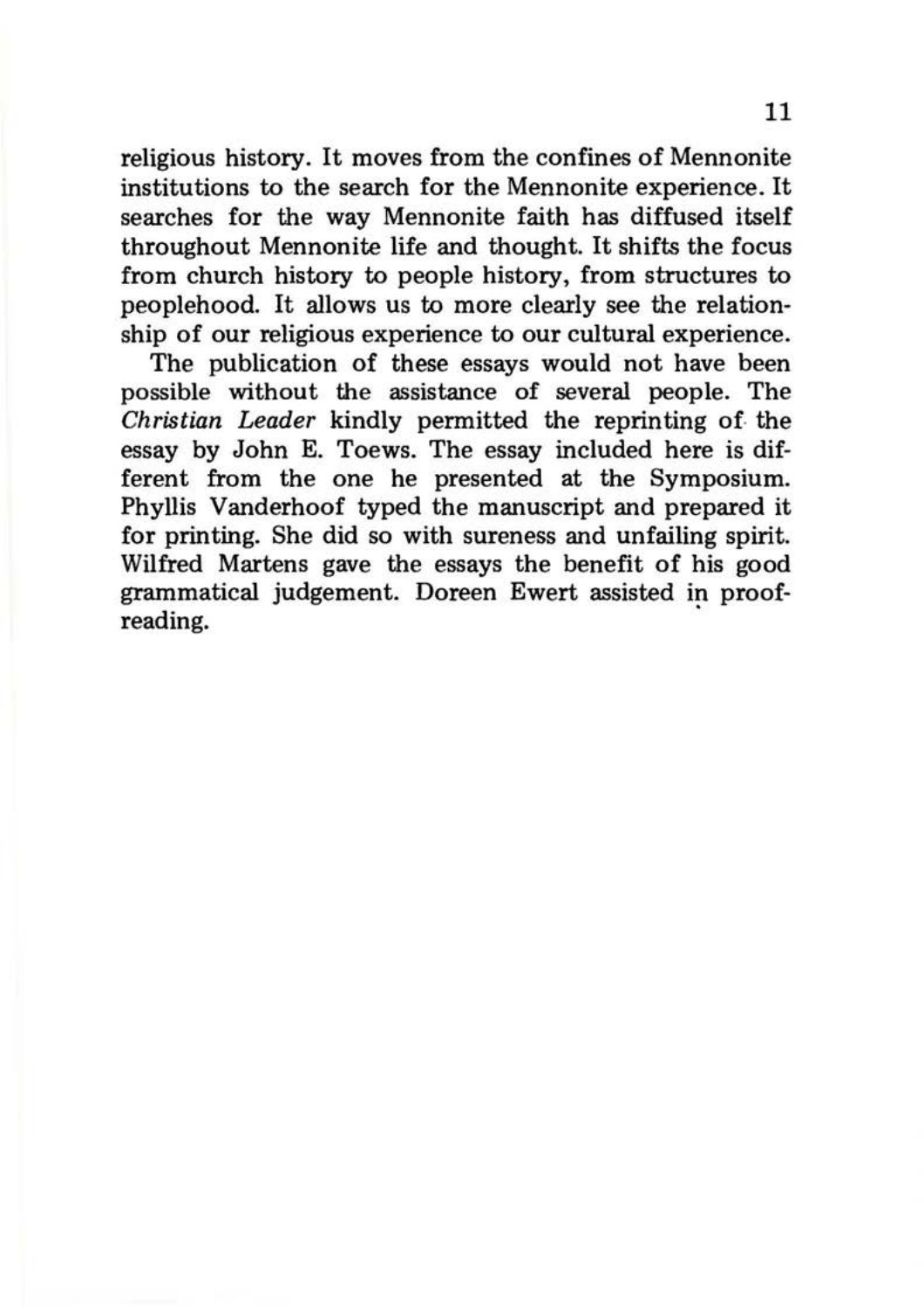religious history. It moves from the confines of Mennonite institutions to the search for the Mennonite experience. It searches for the way Mennonite faith has diffused itself throughout Mennonite life and thought. It shifts the focus from church history to people history, from structures to peoplehood. It allows us to more clearly see the relationship of our religious experience to our cultural experience.

The publication of these essays would not have been possible without the assistance of several people. The *Christian Leader* kindly permitted the reprinting of the essay by John E. Toews. The essay included here is different from the one he presented at the Symposium. Phyllis Vanderhoof typed the manuscript and prepared it for printing. She did so with sureness and unfailing spirit. Wilfred Martens gave the essays the benefit of his good grammatical judgement. Doreen Ewert assisted in proofreading.